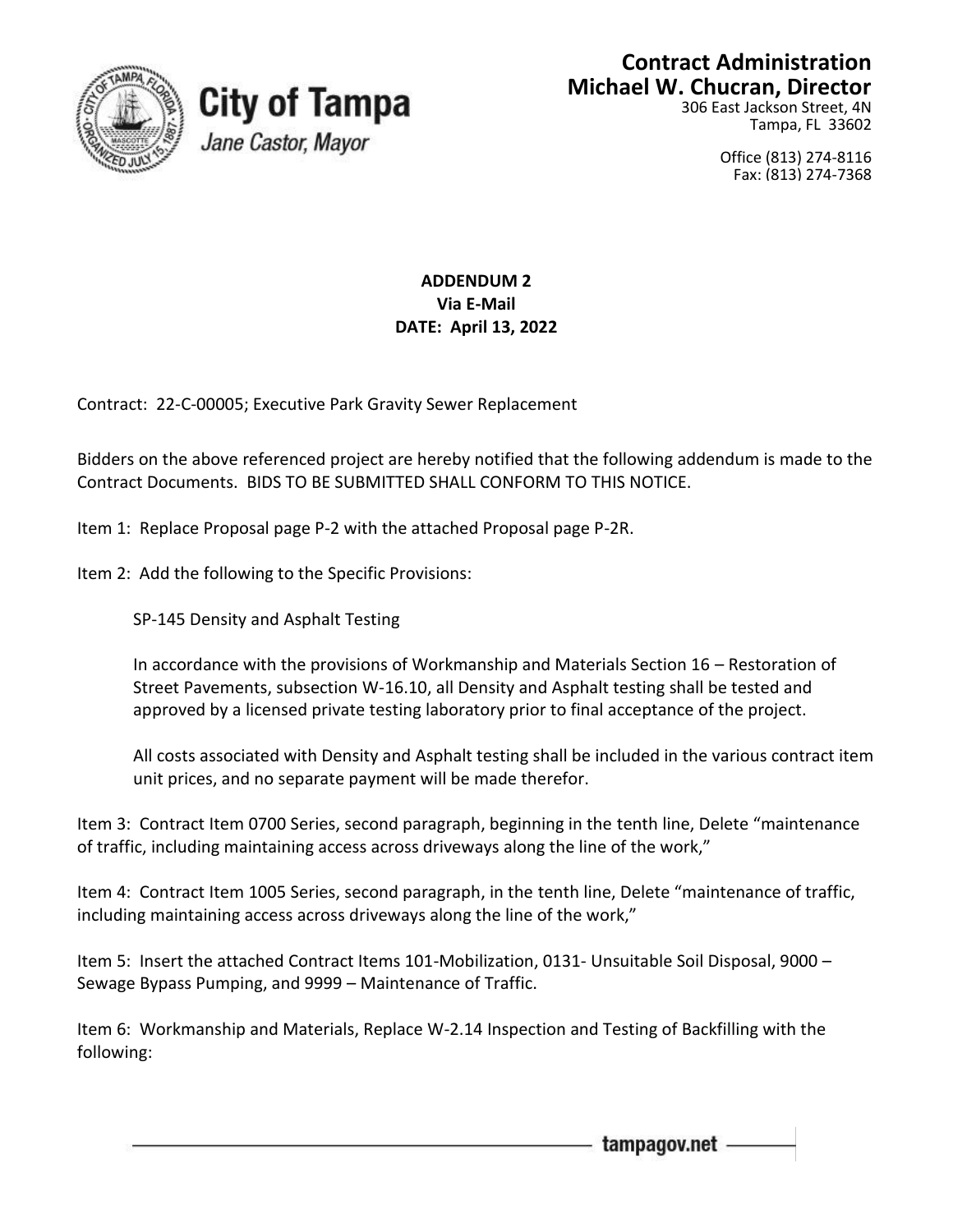**City of Tampa**
*Jane Castor, Mayor*

**Contract Administration**
**Michael W. Chucran, Director**
306 East Jackson Street, 4N
Tampa, FL 33602

Office (813) 274-8116
Fax: (813) 274-7368

**ADDENDUM 2**
**Via E-Mail**
**DATE: April 13, 2022**

Contract: 22-C-00005; Executive Park Gravity Sewer Replacement

Bidders on the above referenced project are hereby notified that the following addendum is made to the Contract Documents. BIDS TO BE SUBMITTED SHALL CONFORM TO THIS NOTICE.

Item 1: Replace Proposal page P-2 with the attached Proposal page P-2R.

Item 2: Add the following to the Specific Provisions:

SP-145 Density and Asphalt Testing

In accordance with the provisions of Workmanship and Materials Section 16 – Restoration of Street Pavements, subsection W-16.10, all Density and Asphalt testing shall be tested and approved by a licensed private testing laboratory prior to final acceptance of the project.

All costs associated with Density and Asphalt testing shall be included in the various contract item unit prices, and no separate payment will be made therefor.

Item 3: Contract Item 0700 Series, second paragraph, beginning in the tenth line, Delete "maintenance of traffic, including maintaining access across driveways along the line of the work,"

Item 4: Contract Item 1005 Series, second paragraph, in the tenth line, Delete "maintenance of traffic, including maintaining access across driveways along the line of the work,"

Item 5: Insert the attached Contract Items 101-Mobilization, 0131- Unsuitable Soil Disposal, 9000 – Sewage Bypass Pumping, and 9999 – Maintenance of Traffic.

Item 6: Workmanship and Materials, Replace W-2.14 Inspection and Testing of Backfilling with the following: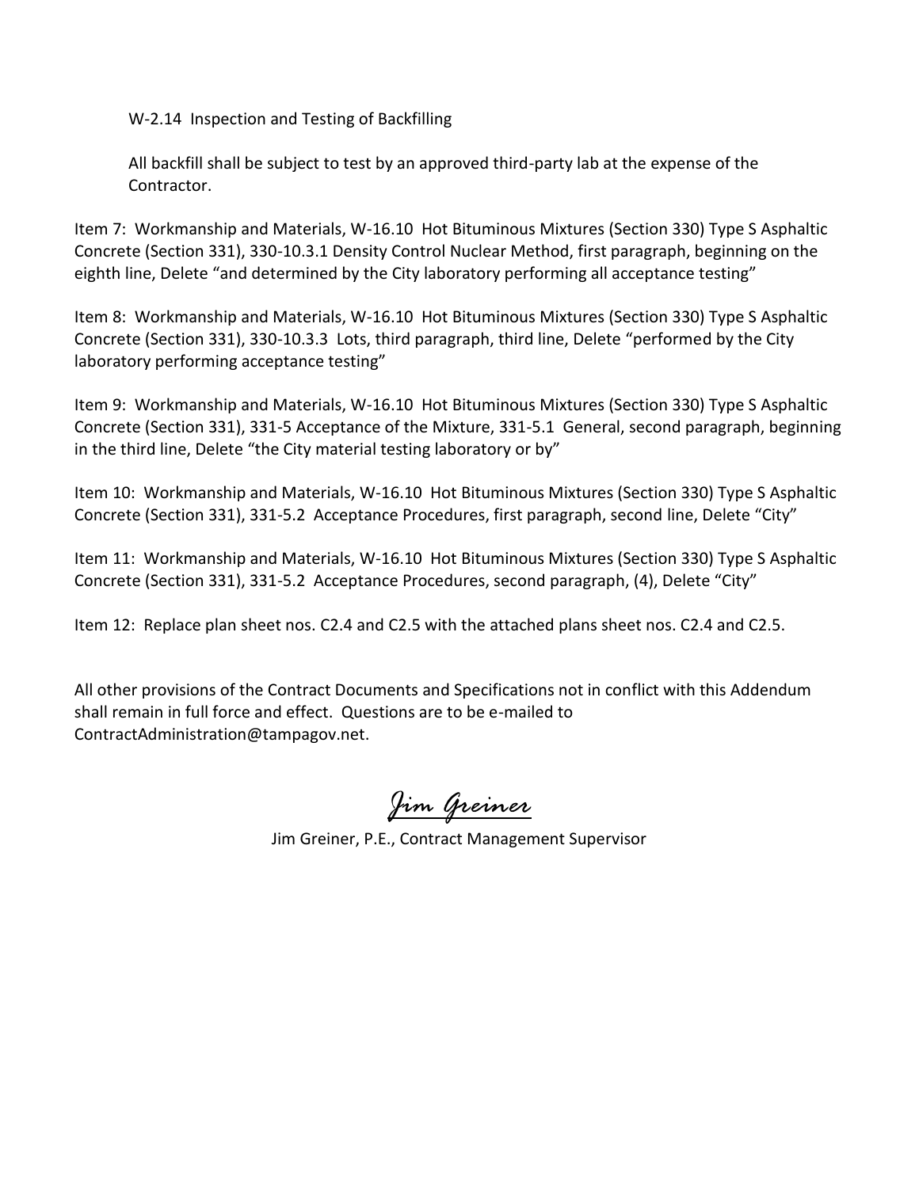W-2.14 Inspection and Testing of Backfilling

All backfill shall be subject to test by an approved third-party lab at the expense of the Contractor.

Item 7: Workmanship and Materials, W-16.10 Hot Bituminous Mixtures (Section 330) Type S Asphaltic Concrete (Section 331), 330-10.3.1 Density Control Nuclear Method, first paragraph, beginning on the eighth line, Delete "and determined by the City laboratory performing all acceptance testing"

Item 8: Workmanship and Materials, W-16.10 Hot Bituminous Mixtures (Section 330) Type S Asphaltic Concrete (Section 331), 330-10.3.3 Lots, third paragraph, third line, Delete "performed by the City laboratory performing acceptance testing"

Item 9: Workmanship and Materials, W-16.10 Hot Bituminous Mixtures (Section 330) Type S Asphaltic Concrete (Section 331), 331-5 Acceptance of the Mixture, 331-5.1 General, second paragraph, beginning in the third line, Delete "the City material testing laboratory or by"

Item 10: Workmanship and Materials, W-16.10 Hot Bituminous Mixtures (Section 330) Type S Asphaltic Concrete (Section 331), 331-5.2 Acceptance Procedures, first paragraph, second line, Delete "City"

Item 11: Workmanship and Materials, W-16.10 Hot Bituminous Mixtures (Section 330) Type S Asphaltic Concrete (Section 331), 331-5.2 Acceptance Procedures, second paragraph, (4), Delete "City"

Item 12: Replace plan sheet nos. C2.4 and C2.5 with the attached plans sheet nos. C2.4 and C2.5.

All other provisions of the Contract Documents and Specifications not in conflict with this Addendum shall remain in full force and effect. Questions are to be e-mailed to ContractAdministration@tampagov.net.

*Jim Greiner*

Jim Greiner, P.E., Contract Management Supervisor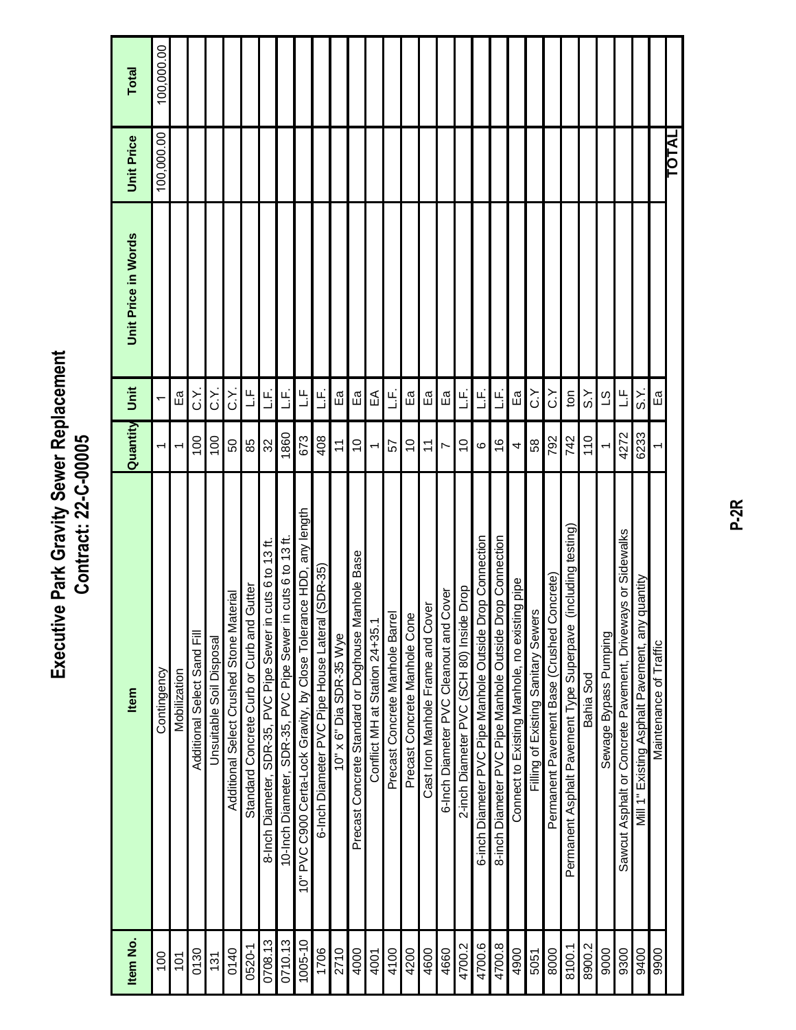# Executive Park Gravity Sewer Replacement
## Contract: 22-C-00005

| Item No. | Item | Quantity | Unit | Unit Price in Words | Unit Price | Total |
|---|---|---|---|---|---|---|
| 100 | Contingency | 1 | 1 | | 100,000.00 | 100,000.00 |
| 101 | Mobilization | 1 | Ea | | | |
| 0130 | Additional Select Sand Fill | 100 | C.Y. | | | |
| 131 | Unsuitable Soil Disposal | 100 | C.Y. | | | |
| 0140 | Additional Select Crushed Stone Material | 50 | C.Y. | | | |
| 0520-1 | Standard Concrete Curb or Curb and Gutter | 85 | L.F | | | |
| 0708.13 | 8-Inch Diameter, SDR-35, PVC Pipe Sewer in cuts 6 to 13 ft. | 32 | L.F. | | | |
| 0710.13 | 10-Inch Diameter, SDR-35, PVC Pipe Sewer in cuts 6 to 13 ft. | 1860 | L.F. | | | |
| 1005-10 | 10" PVC C900 Certa-Lock Gravity, by Close Tolerance HDD, any length | 673 | L.F | | | |
| 1706 | 6-Inch Diameter PVC Pipe House Lateral (SDR-35) | 408 | L.F. | | | |
| 2710 | 10" x 6" Dia SDR-35 Wye | 11 | Ea | | | |
| 4000 | Precast Concrete Standard or Doghouse Manhole Base | 10 | Ea | | | |
| 4001 | Conflict MH at Station 24+35.1 | 1 | EA | | | |
| 4100 | Precast Concrete Manhole Barrel | 57 | L.F. | | | |
| 4200 | Precast Concrete Manhole Cone | 10 | Ea | | | |
| 4600 | Cast Iron Manhole Frame and Cover | 11 | Ea | | | |
| 4660 | 6-Inch Diameter PVC Cleanout and Cover | 7 | Ea | | | |
| 4700.2 | 2-inch Diameter PVC (SCH 80) Inside Drop | 10 | L.F. | | | |
| 4700.6 | 6-inch Diameter PVC Pipe Manhole Outside Drop Connection | 6 | L.F. | | | |
| 4700.8 | 8-inch Diameter PVC Pipe Manhole Outside Drop Connection | 16 | L.F. | | | |
| 4900 | Connect to Existing Manhole, no existing pipe | 4 | Ea | | | |
| 5051 | Filling of Existing Sanitary Sewers | 58 | C.Y | | | |
| 8000 | Permanent Pavement Base (Crushed Concrete) | 792 | C.Y | | | |
| 8100.1 | Permanent Asphalt Pavement Type Superpave (including testing) | 742 | ton | | | |
| 8900.2 | Bahia Sod | 110 | S.Y | | | |
| 9000 | Sewage Bypass Pumping | 1 | LS | | | |
| 9300 | Sawcut Asphalt or Concrete Pavement, Driveways or Sidewalks | 4272 | L.F | | | |
| 9400 | Mill 1" Existing Asphalt Pavement, any quantity | 6233 | S.Y. | | | |
| 9900 | Maintenance of Traffic | 1 | Ea | | | |
| | | | | | **TOTAL** | |

P-2R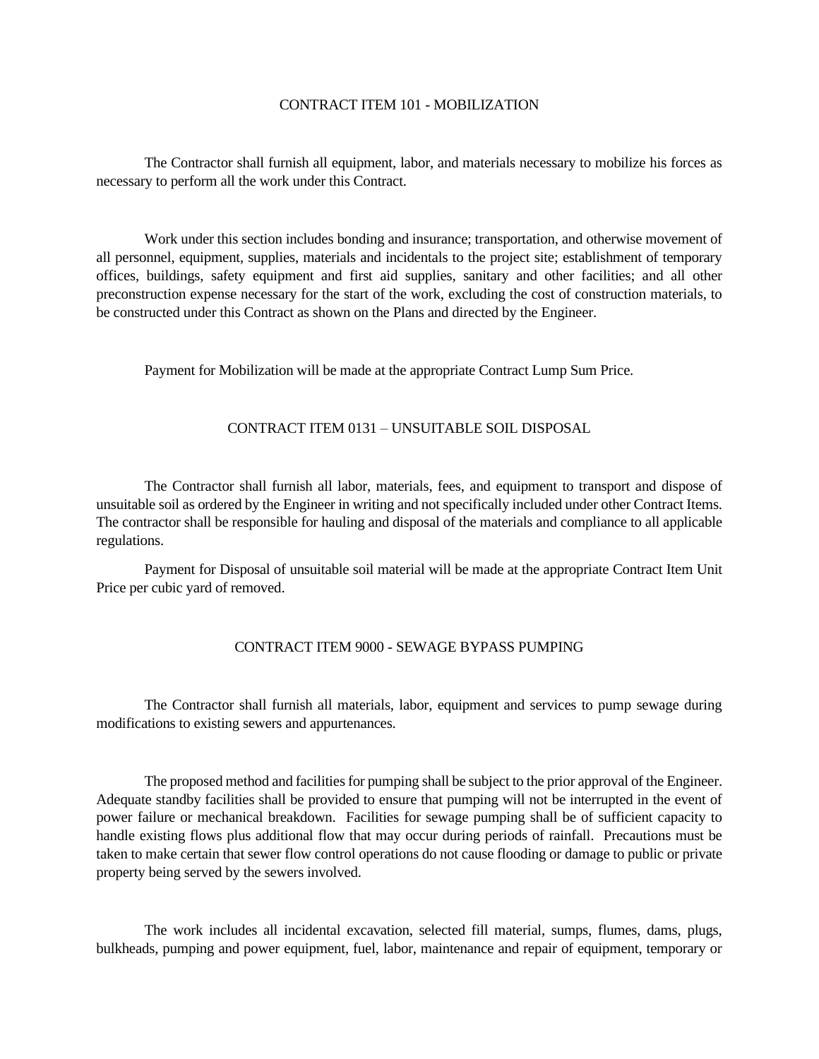## CONTRACT ITEM 101 - MOBILIZATION

The Contractor shall furnish all equipment, labor, and materials necessary to mobilize his forces as necessary to perform all the work under this Contract.

Work under this section includes bonding and insurance; transportation, and otherwise movement of all personnel, equipment, supplies, materials and incidentals to the project site; establishment of temporary offices, buildings, safety equipment and first aid supplies, sanitary and other facilities; and all other preconstruction expense necessary for the start of the work, excluding the cost of construction materials, to be constructed under this Contract as shown on the Plans and directed by the Engineer.

Payment for Mobilization will be made at the appropriate Contract Lump Sum Price.

## CONTRACT ITEM 0131 – UNSUITABLE SOIL DISPOSAL

The Contractor shall furnish all labor, materials, fees, and equipment to transport and dispose of unsuitable soil as ordered by the Engineer in writing and not specifically included under other Contract Items. The contractor shall be responsible for hauling and disposal of the materials and compliance to all applicable regulations.

Payment for Disposal of unsuitable soil material will be made at the appropriate Contract Item Unit Price per cubic yard of removed.

## CONTRACT ITEM 9000 - SEWAGE BYPASS PUMPING

The Contractor shall furnish all materials, labor, equipment and services to pump sewage during modifications to existing sewers and appurtenances.

The proposed method and facilities for pumping shall be subject to the prior approval of the Engineer. Adequate standby facilities shall be provided to ensure that pumping will not be interrupted in the event of power failure or mechanical breakdown. Facilities for sewage pumping shall be of sufficient capacity to handle existing flows plus additional flow that may occur during periods of rainfall. Precautions must be taken to make certain that sewer flow control operations do not cause flooding or damage to public or private property being served by the sewers involved.

The work includes all incidental excavation, selected fill material, sumps, flumes, dams, plugs, bulkheads, pumping and power equipment, fuel, labor, maintenance and repair of equipment, temporary or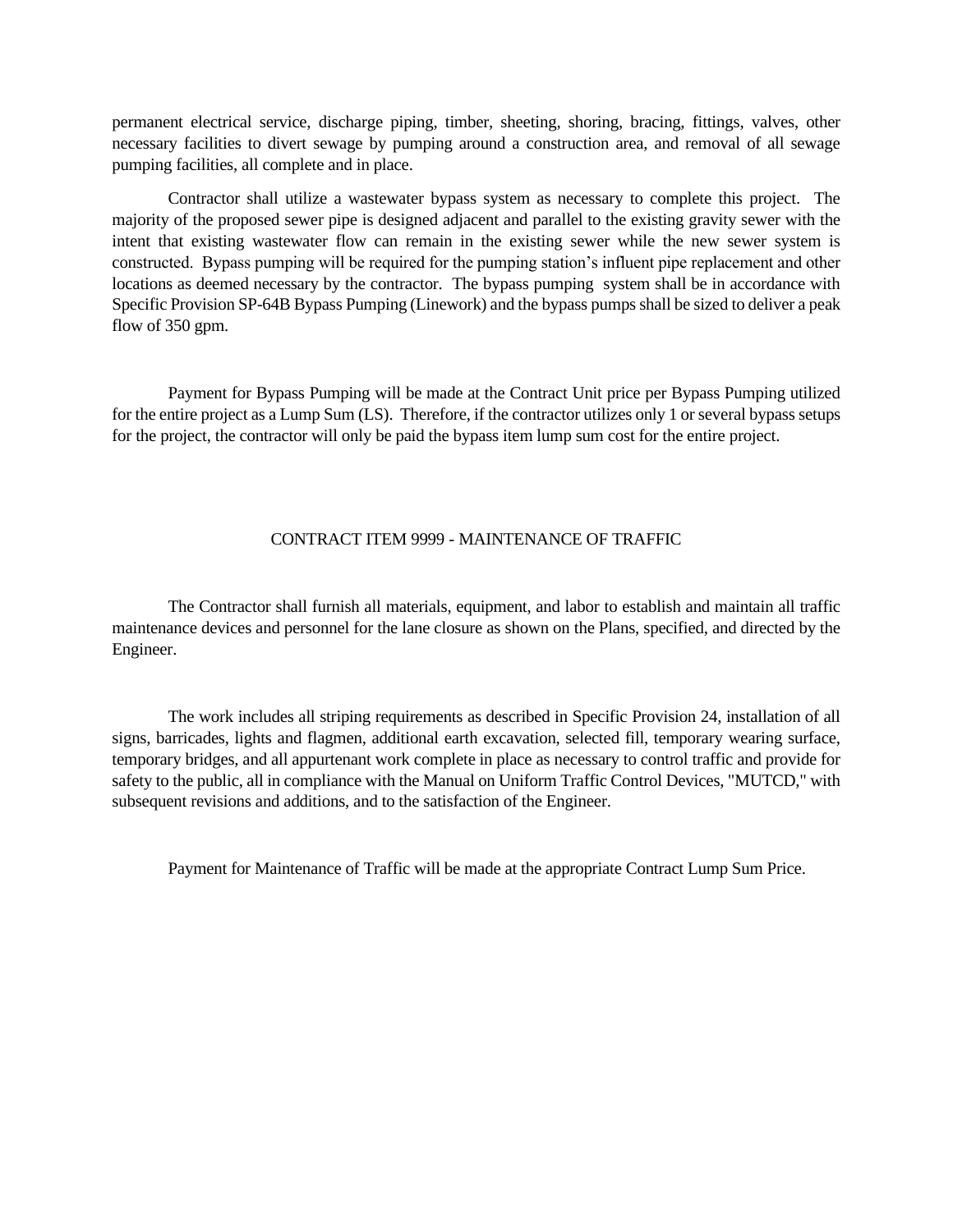permanent electrical service, discharge piping, timber, sheeting, shoring, bracing, fittings, valves, other necessary facilities to divert sewage by pumping around a construction area, and removal of all sewage pumping facilities, all complete and in place.

Contractor shall utilize a wastewater bypass system as necessary to complete this project. The majority of the proposed sewer pipe is designed adjacent and parallel to the existing gravity sewer with the intent that existing wastewater flow can remain in the existing sewer while the new sewer system is constructed. Bypass pumping will be required for the pumping station's influent pipe replacement and other locations as deemed necessary by the contractor. The bypass pumping system shall be in accordance with Specific Provision SP-64B Bypass Pumping (Linework) and the bypass pumps shall be sized to deliver a peak flow of 350 gpm.

Payment for Bypass Pumping will be made at the Contract Unit price per Bypass Pumping utilized for the entire project as a Lump Sum (LS). Therefore, if the contractor utilizes only 1 or several bypass setups for the project, the contractor will only be paid the bypass item lump sum cost for the entire project.

## CONTRACT ITEM 9999 - MAINTENANCE OF TRAFFIC

The Contractor shall furnish all materials, equipment, and labor to establish and maintain all traffic maintenance devices and personnel for the lane closure as shown on the Plans, specified, and directed by the Engineer.

The work includes all striping requirements as described in Specific Provision 24, installation of all signs, barricades, lights and flagmen, additional earth excavation, selected fill, temporary wearing surface, temporary bridges, and all appurtenant work complete in place as necessary to control traffic and provide for safety to the public, all in compliance with the Manual on Uniform Traffic Control Devices, "MUTCD," with subsequent revisions and additions, and to the satisfaction of the Engineer.

Payment for Maintenance of Traffic will be made at the appropriate Contract Lump Sum Price.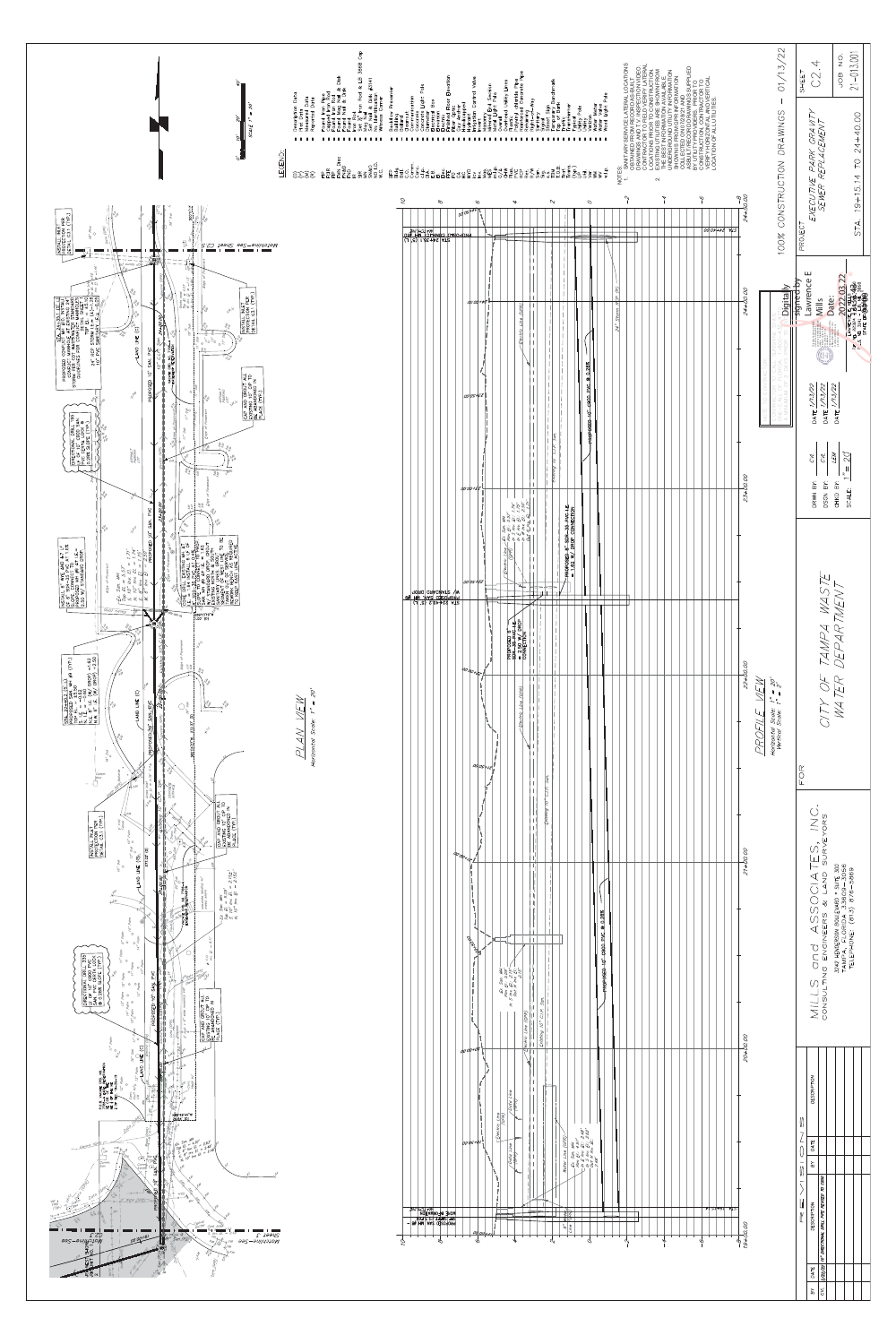## PLAN VIEW

Horizontal Scale: 1" = 20'

## PROFILE VIEW

Horizontal Scale: 1" = 20'
Vertical Scale: 1" = 2'

**LEGEND:**

NOTES:

1. SANITARY SERVICE LATERAL LOCATIONS OBTAINED FROM RECORD AS-BUILT DRAWINGS AND TV INSPECTION VIDEO. CONTRACTOR TO FIELD VERIFY LATERAL LOCATIONS PRIOR TO CONSTRUCTION.
2. EXISTING UTILITIES ARE SHOWN FROM THE BEST INFORMATION AVAILABLE. UNDERGROUND UTILITY INFORMATION SHOWN IS FROM UTILITY INFORMATION COLLECTED ON 07/28/21 AND AS-BUILT RECORD DRAWINGS SUPPLIED BY UTILITY PROVIDERS. PRIOR TO CONSTRUCTION, CONTRACTOR TO VERIFY HORIZONTAL AND VERTICAL LOCATION OF ALL UTILITIES.

| DRAWN BY: | CVL | DATE | 1/13/22 |
|---|---|---|---|
| DSGN BY: | CVL | DATE | 1/13/22 |
| CHKD BY: | LEM | DATE | 1/13/22 |
| SCALE: | 1" = 20' | | |

Digitally signed by Lawrence E Mills
Date: 2022.03.22

**MILLS and ASSOCIATES, INC.**
CONSULTING ENGINEERS & LAND SURVEYORS
3242 HENDERSON BOULEVARD • SUITE 300
TAMPA, FLORIDA 33609-3066
TELEPHONE (813) 876-5869

FOR

CITY OF TAMPA WASTE WATER DEPARTMENT

100% CONSTRUCTION DRAWINGS — 01/13/22

PROJECT: EXECUTIVE PARK GRAVITY SEWER REPLACEMENT

STA. 19+15.14 TO 24+40.00

SHEET: C2.4

JOB NO. 21-013.00

| REVISIONS | | | |
|---|---|---|---|
| NO. | DATE | DESCRIPTION | BY |
| 1 | 03/22/22 | 16" DIRECTIONAL DRILL PIPE REVISED TO 20" | CVL |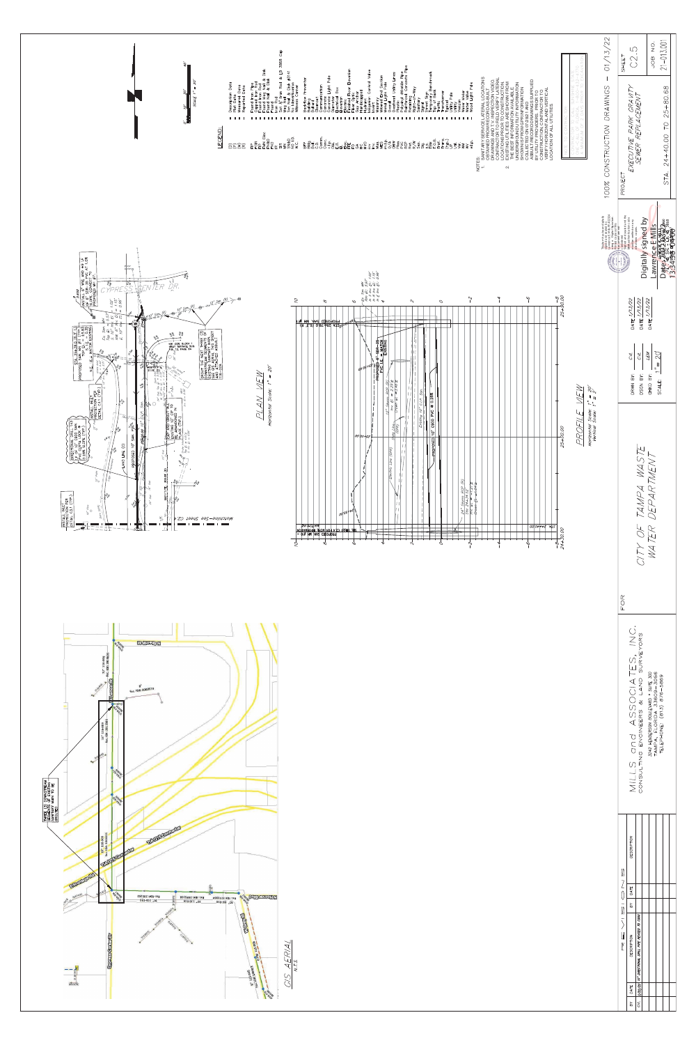## LEGEND:

- (D) = Description Data
- (F) = Field Data
- (M) = Measured Data
- (R) = Recorded Data
- FIP = Found Iron Pipe
- FCIR = Capped Iron Rod
- FIR = Found Iron Rod
- FN&D = Found Nail & Disk
- FN&D = Found Nail & Disk
- FCM = Found Concrete Monument
- IR = Iron Rod
- SIR = Set 5/8 Iron Rod & LB 3868 Cap
- MAG = Mag Nail
- N.T.S. = Not to Scale
- W.C. = Witness Corner
- BFP = Backflow Preventer
- Bldg = Building
- CL = Centerline
- C.O. = Cleanout
- Conc. = Concrete
- -o- = Concrete Light Pole
- Elec. = Electric
- Elev. = Elevation
- EL = Electrical Box
- FFE = Finished Floor Elevation
- FO = Fiber Optic
- HYD = Fire Hydrant
- Inv. = Invert
- ICV = Irrigation Control Valve
- MH = Manhole
- Pvmt = Pavement
- PVC = Polyvinyl Chloride Pipe
- RCP = Reinforced Concrete Pipe
- R/W = Right-of-Way
- San. = Sanitary
- Sig. = Signal
- SS = Sanitary Sewer
- STM = Storm
- TBM = Temporary Benchmark
- Tel. = Telephone
- Typ. = Typical
- UP = Utility Pole
- UG = Underground
- WM = Water Meter
- WV = Water Valve
- WLP = Wood Light Pole

NOTES:

1. SANITARY SERVICE LATERAL LOCATIONS OBTAINED FROM RECORD AS-BUILT DRAWINGS AND T.V. INSPECTION VIDEO. CONTRACTOR TO FIELD VERIFY LATERAL LOCATIONS PRIOR TO CONSTRUCTION.
2. EXISTING UTILITIES ARE SHOWN FROM THE BEST INFORMATION AVAILABLE. UNDERGROUND UTILITY INFORMATION SHOWN IS FROM INFORMATION COLLECTED ON SITE AND AS-BUILT/RECORD DRAWINGS SUPPLIED BY UTILITY PROVIDERS. PRIOR TO CONSTRUCTION, CONTRACTOR TO VERIFY HORIZONTAL AND VERTICAL LOCATION OF ALL UTILITIES.

Scale: 1" = 20'

## PLAN VIEW

Horizontal Scale: 1" = 20'

CYPRESS CENTER DR.

Matchline–See Sheet C2.4

STA. 24+28.00 (L.F.)
PROPOSED SAN. MH #10
R. = 10.55
INV. EL. = MATCH EXISTING

INSTALL INLET PROTECTION PER DETAIL C3.1 (TYP.)

DIRECTIONAL DRILL TEST HOLE (TYP.)

PROPOSED 10" SAN.

LAND LINE (C)

INSTALL 8" PVC AND 4" LF OF SLOPE CONNECT TO PROPOSED MH

GROUT THE NEXT THREE (3) DOWNSTREAM DOWNSTREAM EXISTING SANITARY MAIN (REFER TO CIVIL SHEET) AND ATTACHED ASSAULT

## PROFILE VIEW

Horizontal Scale: 1" = 20'
Vertical Scale: 1" = 2'

PROPOSED 10" C900 PVC @ 0.28%

24" Storm RCP (R)

18" Storm RCP (R)

Electric Line (Dark)

Grade of SS Pipe

24+00.00 — 25+00.00 — 25+80.00

## GIS AERIAL

N.T.S.

THREE (3) DOWNSTREAM SANITARY SEWER MAIN TO BE GROUTED

| BY | DATE | DESCRIPTION | BY | DATE | DESCRIPTION |
|---|---|---|---|---|---|
| | | **REVISIONS** | | | |

MILLS and ASSOCIATES, INC.
CONSULTING ENGINEERS & LAND SURVEYORS
3242 HENDERSON BOULEVARD • SUITE 300
TAMPA, FLORIDA 33609-3056
TELEPHONE (813) 876-5869

FOR

CITY OF TAMPA WASTE WATER DEPARTMENT

| | | | |
|---|---|---|---|
| DRWN BY: | CVL | DATE | 1/13/22 |
| DSGN BY: | CVL | DATE | 1/13/22 |
| CHKD BY: | LEM | DATE | 1/13/22 |
| SCALE: | 1" = 20' | | |

Digitally signed by Lawrence E Mills

100% CONSTRUCTION DRAWINGS – 01/13/22

PROJECT

EXECUTIVE PARK GRAVITY SEWER REPLACEMENT

STA 24+40.00 TO 25+80.68

SHEET C2.5

JOB NO. 21-013.001